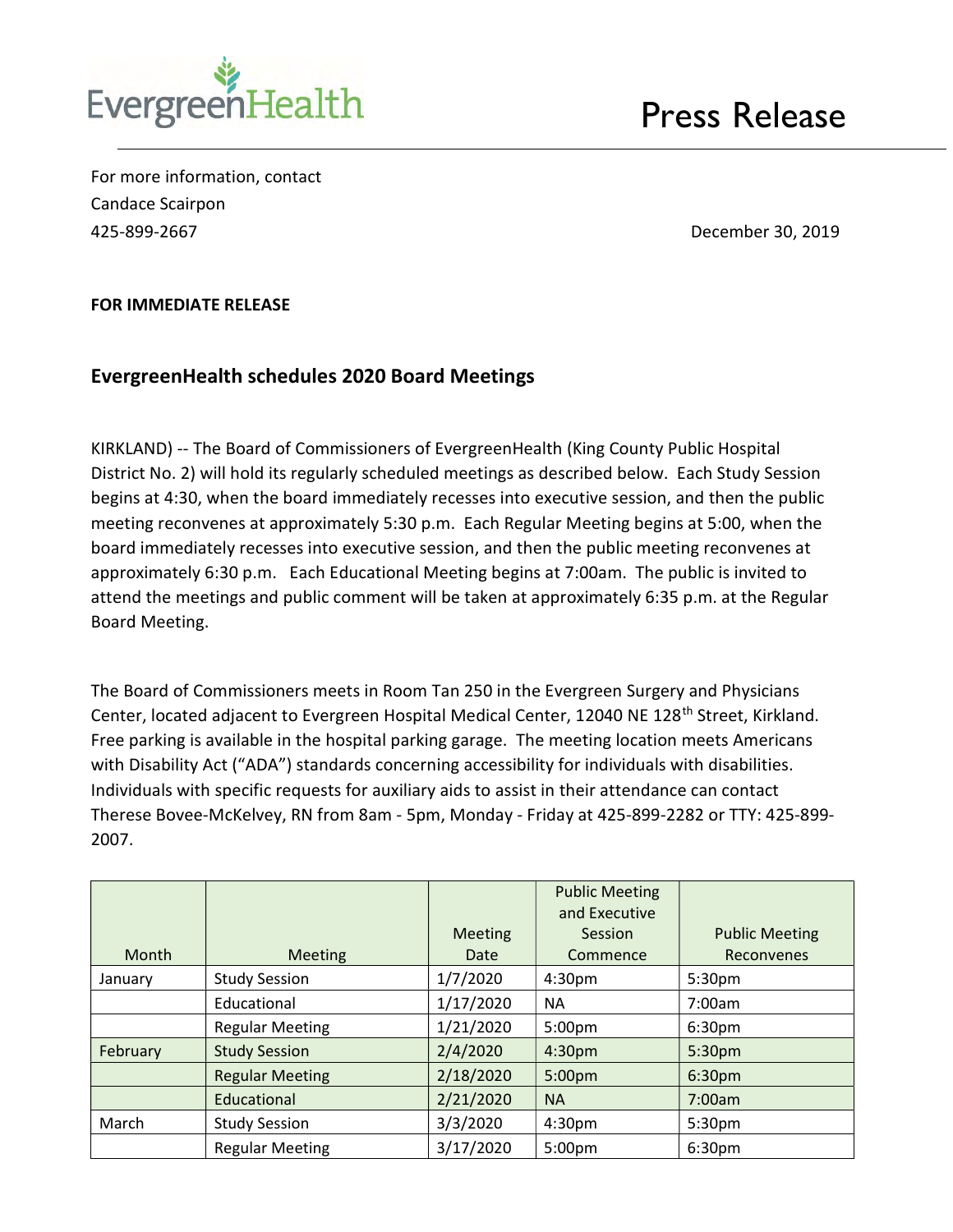EvergreenHealth

# Press Release

For more information, contact
Candace Scairpon
425-899-2667

December 30, 2019

**FOR IMMEDIATE RELEASE**

## EvergreenHealth schedules 2020 Board Meetings

KIRKLAND) -- The Board of Commissioners of EvergreenHealth (King County Public Hospital District No. 2) will hold its regularly scheduled meetings as described below. Each Study Session begins at 4:30, when the board immediately recesses into executive session, and then the public meeting reconvenes at approximately 5:30 p.m. Each Regular Meeting begins at 5:00, when the board immediately recesses into executive session, and then the public meeting reconvenes at approximately 6:30 p.m. Each Educational Meeting begins at 7:00am. The public is invited to attend the meetings and public comment will be taken at approximately 6:35 p.m. at the Regular Board Meeting.

The Board of Commissioners meets in Room Tan 250 in the Evergreen Surgery and Physicians Center, located adjacent to Evergreen Hospital Medical Center, 12040 NE 128th Street, Kirkland. Free parking is available in the hospital parking garage. The meeting location meets Americans with Disability Act ("ADA") standards concerning accessibility for individuals with disabilities. Individuals with specific requests for auxiliary aids to assist in their attendance can contact Therese Bovee-McKelvey, RN from 8am - 5pm, Monday - Friday at 425-899-2282 or TTY: 425-899-2007.

| Month | Meeting | Meeting Date | Public Meeting and Executive Session Commence | Public Meeting Reconvenes |
|---|---|---|---|---|
| January | Study Session | 1/7/2020 | 4:30pm | 5:30pm |
| | Educational | 1/17/2020 | NA | 7:00am |
| | Regular Meeting | 1/21/2020 | 5:00pm | 6:30pm |
| February | Study Session | 2/4/2020 | 4:30pm | 5:30pm |
| | Regular Meeting | 2/18/2020 | 5:00pm | 6:30pm |
| | Educational | 2/21/2020 | NA | 7:00am |
| March | Study Session | 3/3/2020 | 4:30pm | 5:30pm |
| | Regular Meeting | 3/17/2020 | 5:00pm | 6:30pm |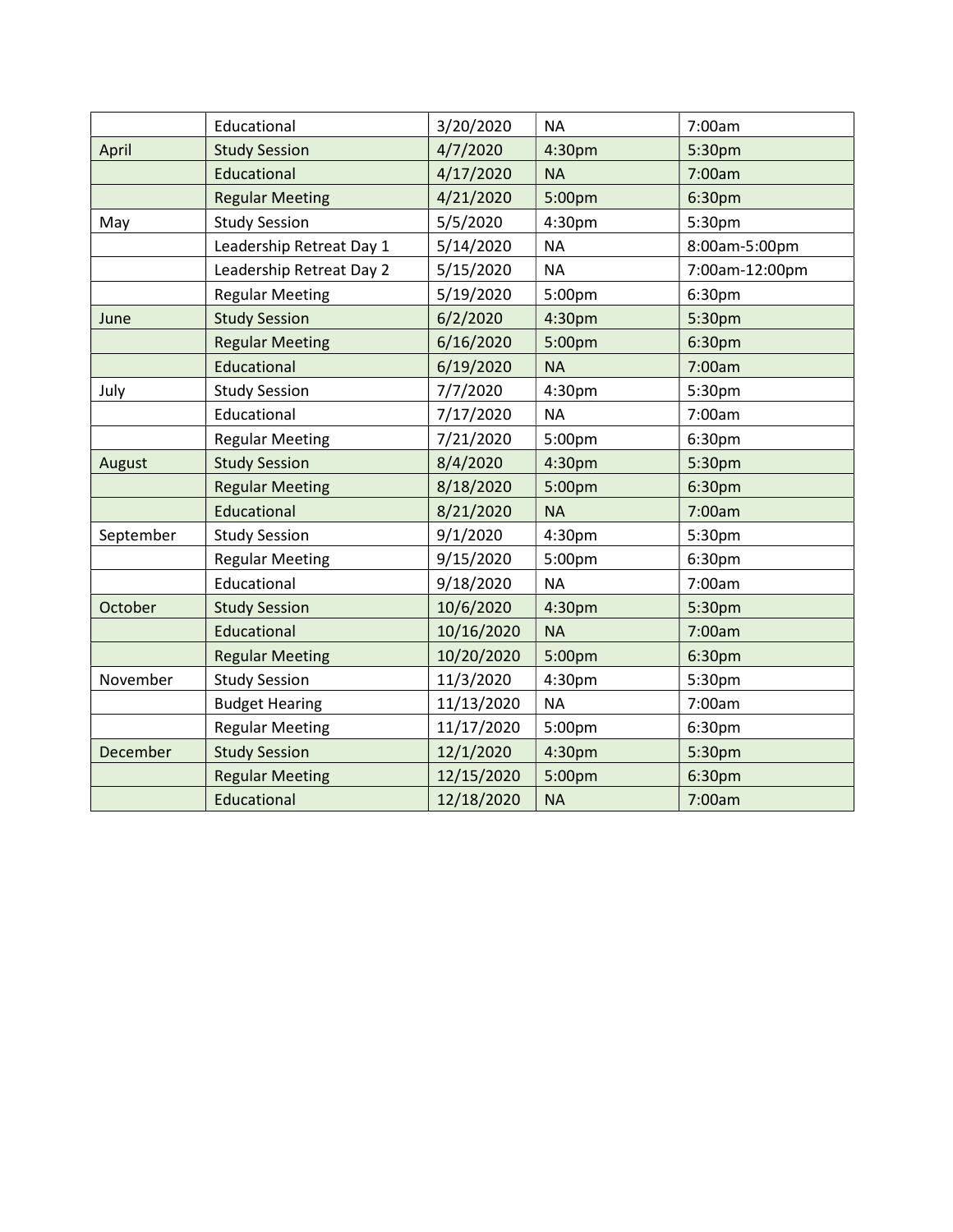| | | | | |
|---|---|---|---|---|
| | Educational | 3/20/2020 | NA | 7:00am |
| April | Study Session | 4/7/2020 | 4:30pm | 5:30pm |
| | Educational | 4/17/2020 | NA | 7:00am |
| | Regular Meeting | 4/21/2020 | 5:00pm | 6:30pm |
| May | Study Session | 5/5/2020 | 4:30pm | 5:30pm |
| | Leadership Retreat Day 1 | 5/14/2020 | NA | 8:00am-5:00pm |
| | Leadership Retreat Day 2 | 5/15/2020 | NA | 7:00am-12:00pm |
| | Regular Meeting | 5/19/2020 | 5:00pm | 6:30pm |
| June | Study Session | 6/2/2020 | 4:30pm | 5:30pm |
| | Regular Meeting | 6/16/2020 | 5:00pm | 6:30pm |
| | Educational | 6/19/2020 | NA | 7:00am |
| July | Study Session | 7/7/2020 | 4:30pm | 5:30pm |
| | Educational | 7/17/2020 | NA | 7:00am |
| | Regular Meeting | 7/21/2020 | 5:00pm | 6:30pm |
| August | Study Session | 8/4/2020 | 4:30pm | 5:30pm |
| | Regular Meeting | 8/18/2020 | 5:00pm | 6:30pm |
| | Educational | 8/21/2020 | NA | 7:00am |
| September | Study Session | 9/1/2020 | 4:30pm | 5:30pm |
| | Regular Meeting | 9/15/2020 | 5:00pm | 6:30pm |
| | Educational | 9/18/2020 | NA | 7:00am |
| October | Study Session | 10/6/2020 | 4:30pm | 5:30pm |
| | Educational | 10/16/2020 | NA | 7:00am |
| | Regular Meeting | 10/20/2020 | 5:00pm | 6:30pm |
| November | Study Session | 11/3/2020 | 4:30pm | 5:30pm |
| | Budget Hearing | 11/13/2020 | NA | 7:00am |
| | Regular Meeting | 11/17/2020 | 5:00pm | 6:30pm |
| December | Study Session | 12/1/2020 | 4:30pm | 5:30pm |
| | Regular Meeting | 12/15/2020 | 5:00pm | 6:30pm |
| | Educational | 12/18/2020 | NA | 7:00am |